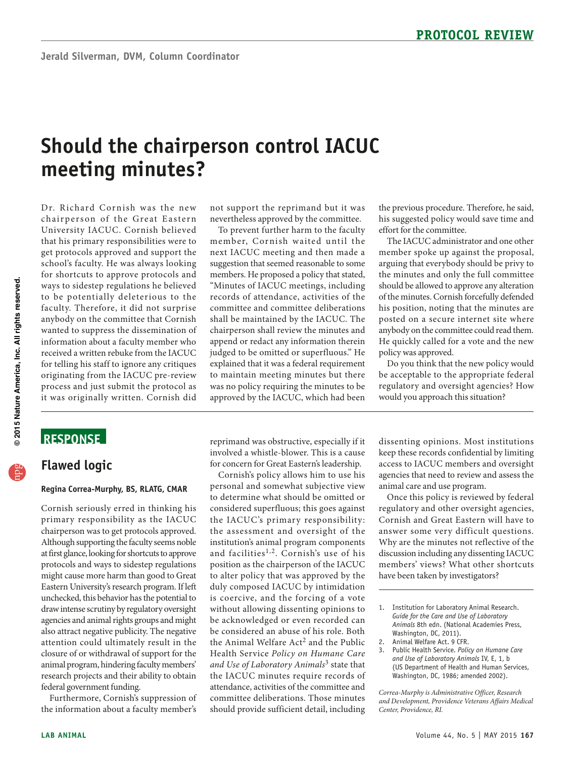# Should the chairperson control IACUC meeting minutes?

Dr. Richard Cornish was the new chairperson of the Great Eastern University IACUC. Cornish believed that his primary responsibilities were to get protocols approved and support the school's faculty. He was always looking for shortcuts to approve protocols and ways to sidestep regulations he believed to be potentially deleterious to the faculty. Therefore, it did not surprise anybody on the committee that Cornish wanted to suppress the dissemination of information about a faculty member who received a written rebuke from the IACUC for telling his staff to ignore any critiques originating from the IACUC pre-review process and just submit the protocol as it was originally written. Cornish did not support the reprimand but it was nevertheless approved by the committee.

To prevent further harm to the faculty member, Cornish waited until the next IACUC meeting and then made a suggestion that seemed reasonable to some members. He proposed a policy that stated, "Minutes of IACUC meetings, including records of attendance, activities of the committee and committee deliberations shall be maintained by the IACUC. The chairperson shall review the minutes and append or redact any information therein judged to be omitted or superfluous." He explained that it was a federal requirement to maintain meeting minutes but there was no policy requiring the minutes to be approved by the IACUC, which had been the previous procedure. Therefore, he said, his suggested policy would save time and effort for the committee.

The IACUC administrator and one other member spoke up against the proposal, arguing that everybody should be privy to the minutes and only the full committee should be allowed to approve any alteration of the minutes. Cornish forcefully defended his position, noting that the minutes are posted on a secure internet site where anybody on the committee could read them. He quickly called for a vote and the new policy was approved.

Do you think that the new policy would be acceptable to the appropriate federal regulatory and oversight agencies? How would you approach this situation?

## RESPONSE

## Flawed logic

**Regina Correa-Murphy, BS, RLATG, CMAR**

Cornish seriously erred in thinking his primary responsibility as the IACUC chairperson was to get protocols approved. Although supporting the faculty seems noble at first glance, looking for shortcuts to approve protocols and ways to sidestep regulations might cause more harm than good to Great Eastern University's research program. If left unchecked, this behavior has the potential to draw intense scrutiny by regulatory oversight agencies and animal rights groups and might also attract negative publicity. The negative attention could ultimately result in the closure of or withdrawal of support for the animal program, hindering faculty members' research projects and their ability to obtain federal government funding.

Furthermore, Cornish's suppression of the information about a faculty member's reprimand was obstructive, especially if it involved a whistle-blower. This is a cause for concern for Great Eastern's leadership.

Cornish's policy allows him to use his personal and somewhat subjective view to determine what should be omitted or considered superfluous; this goes against the IACUC's primary responsibility: the assessment and oversight of the institution's animal program components and facilities[1,2]. Cornish's use of his position as the chairperson of the IACUC to alter policy that was approved by the duly composed IACUC by intimidation is coercive, and the forcing of a vote without allowing dissenting opinions to be acknowledged or even recorded can be considered an abuse of his role. Both the Animal Welfare Act[2] and the Public Health Service *Policy on Humane Care and Use of Laboratory Animals*[3] state that the IACUC minutes require records of attendance, activities of the committee and committee deliberations. Those minutes should provide sufficient detail, including dissenting opinions. Most institutions keep these records confidential by limiting access to IACUC members and oversight agencies that need to review and assess the animal care and use program.

Once this policy is reviewed by federal regulatory and other oversight agencies, Cornish and Great Eastern will have to answer some very difficult questions. Why are the minutes not reflective of the discussion including any dissenting IACUC members' views? What other shortcuts have been taken by investigators?

1. Institution for Laboratory Animal Research. *Guide for the Care and Use of Laboratory Animals* 8th edn. (National Academies Press, Washington, DC, 2011).
2. Animal Welfare Act. 9 CFR.
3. Public Health Service. *Policy on Humane Care and Use of Laboratory Animals* IV, E, 1, b (US Department of Health and Human Services, Washington, DC, 1986; amended 2002).

*Correa-Murphy is Administrative Officer, Research and Development, Providence Veterans Affairs Medical Center, Providence, RI.*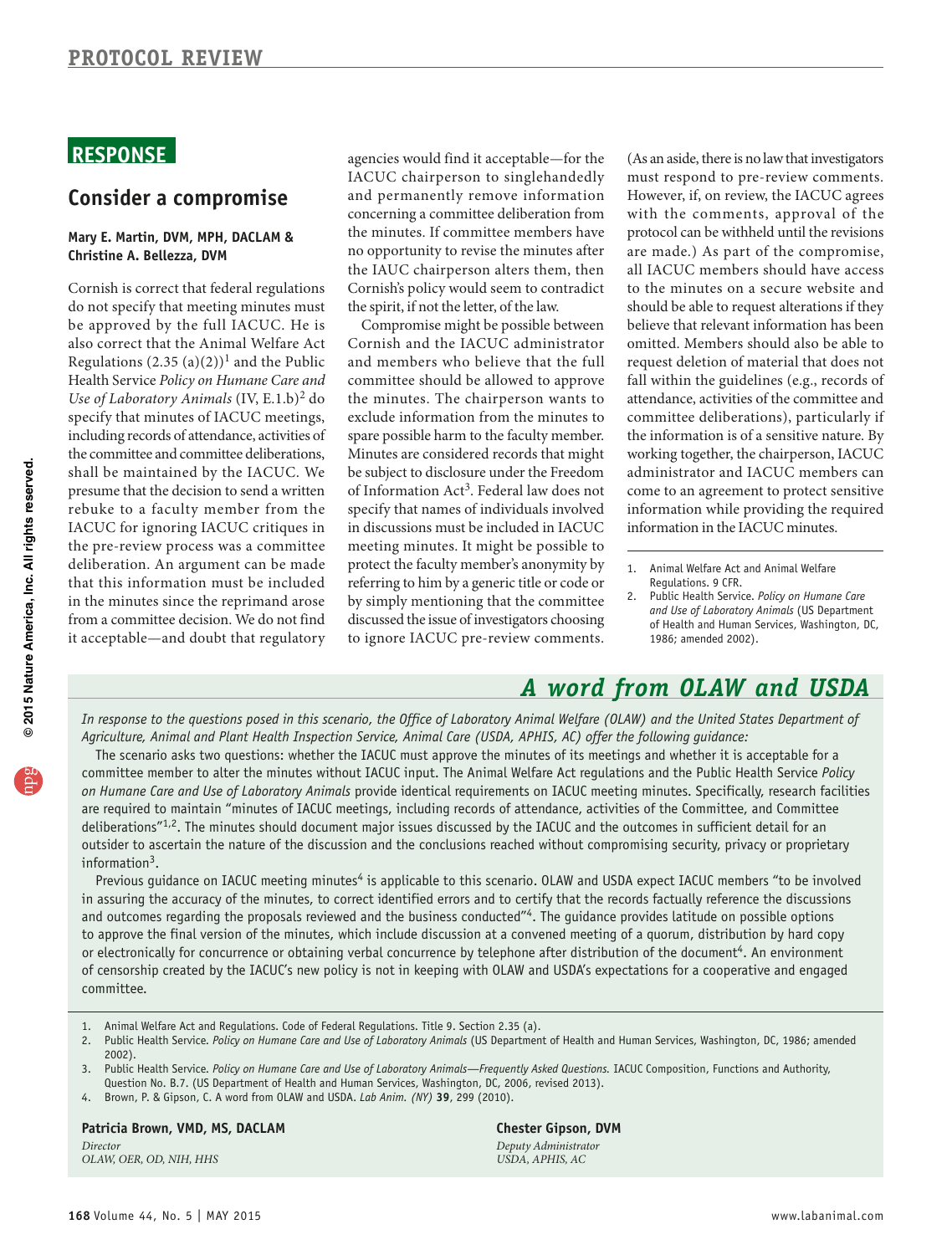## RESPONSE

## Consider a compromise

**Mary E. Martin, DVM, MPH, DACLAM & Christine A. Bellezza, DVM**

Cornish is correct that federal regulations do not specify that meeting minutes must be approved by the full IACUC. He is also correct that the Animal Welfare Act Regulations (2.35 (a)(2))[1] and the Public Health Service *Policy on Humane Care and Use of Laboratory Animals* (IV, E.1.b)[2] do specify that minutes of IACUC meetings, including records of attendance, activities of the committee and committee deliberations, shall be maintained by the IACUC. We presume that the decision to send a written rebuke to a faculty member from the IACUC for ignoring IACUC critiques in the pre-review process was a committee deliberation. An argument can be made that this information must be included in the minutes since the reprimand arose from a committee decision. We do not find it acceptable—and doubt that regulatory agencies would find it acceptable—for the IACUC chairperson to singlehandedly and permanently remove information concerning a committee deliberation from the minutes. If committee members have no opportunity to revise the minutes after the IAUC chairperson alters them, then Cornish's policy would seem to contradict the spirit, if not the letter, of the law.

Compromise might be possible between Cornish and the IACUC administrator and members who believe that the full committee should be allowed to approve the minutes. The chairperson wants to exclude information from the minutes to spare possible harm to the faculty member. Minutes are considered records that might be subject to disclosure under the Freedom of Information Act[3]. Federal law does not specify that names of individuals involved in discussions must be included in IACUC meeting minutes. It might be possible to protect the faculty member's anonymity by referring to him by a generic title or code or by simply mentioning that the committee discussed the issue of investigators choosing to ignore IACUC pre-review comments. (As an aside, there is no law that investigators must respond to pre-review comments. However, if, on review, the IACUC agrees with the comments, approval of the protocol can be withheld until the revisions are made.) As part of the compromise, all IACUC members should have access to the minutes on a secure website and should be able to request alterations if they believe that relevant information has been omitted. Members should also be able to request deletion of material that does not fall within the guidelines (e.g., records of attendance, activities of the committee and committee deliberations), particularly if the information is of a sensitive nature. By working together, the chairperson, IACUC administrator and IACUC members can come to an agreement to protect sensitive information while providing the required information in the IACUC minutes.

1. Animal Welfare Act and Animal Welfare Regulations. 9 CFR.
2. Public Health Service. *Policy on Humane Care and Use of Laboratory Animals* (US Department of Health and Human Services, Washington, DC, 1986; amended 2002).

## *A word from OLAW and USDA*

*In response to the questions posed in this scenario, the Office of Laboratory Animal Welfare (OLAW) and the United States Department of Agriculture, Animal and Plant Health Inspection Service, Animal Care (USDA, APHIS, AC) offer the following guidance:*

The scenario asks two questions: whether the IACUC must approve the minutes of its meetings and whether it is acceptable for a committee member to alter the minutes without IACUC input. The Animal Welfare Act regulations and the Public Health Service *Policy on Humane Care and Use of Laboratory Animals* provide identical requirements on IACUC meeting minutes. Specifically, research facilities are required to maintain "minutes of IACUC meetings, including records of attendance, activities of the Committee, and Committee deliberations"[1,2]. The minutes should document major issues discussed by the IACUC and the outcomes in sufficient detail for an outsider to ascertain the nature of the discussion and the conclusions reached without compromising security, privacy or proprietary information[3].

Previous guidance on IACUC meeting minutes[4] is applicable to this scenario. OLAW and USDA expect IACUC members "to be involved in assuring the accuracy of the minutes, to correct identified errors and to certify that the records factually reference the discussions and outcomes regarding the proposals reviewed and the business conducted"[4]. The guidance provides latitude on possible options to approve the final version of the minutes, which include discussion at a convened meeting of a quorum, distribution by hard copy or electronically for concurrence or obtaining verbal concurrence by telephone after distribution of the document[4]. An environment of censorship created by the IACUC's new policy is not in keeping with OLAW and USDA's expectations for a cooperative and engaged committee.

1. Animal Welfare Act and Regulations. Code of Federal Regulations. Title 9. Section 2.35 (a).
2. Public Health Service. *Policy on Humane Care and Use of Laboratory Animals* (US Department of Health and Human Services, Washington, DC, 1986; amended 2002).
3. Public Health Service. *Policy on Humane Care and Use of Laboratory Animals—Frequently Asked Questions.* IACUC Composition, Functions and Authority, Question No. B.7. (US Department of Health and Human Services, Washington, DC, 2006, revised 2013).
4. Brown, P. & Gipson, C. A word from OLAW and USDA. *Lab Anim. (NY)* **39**, 299 (2010).

**Patricia Brown, VMD, MS, DACLAM**
*Director*
*OLAW, OER, OD, NIH, HHS*

**Chester Gipson, DVM**
*Deputy Administrator*
*USDA, APHIS, AC*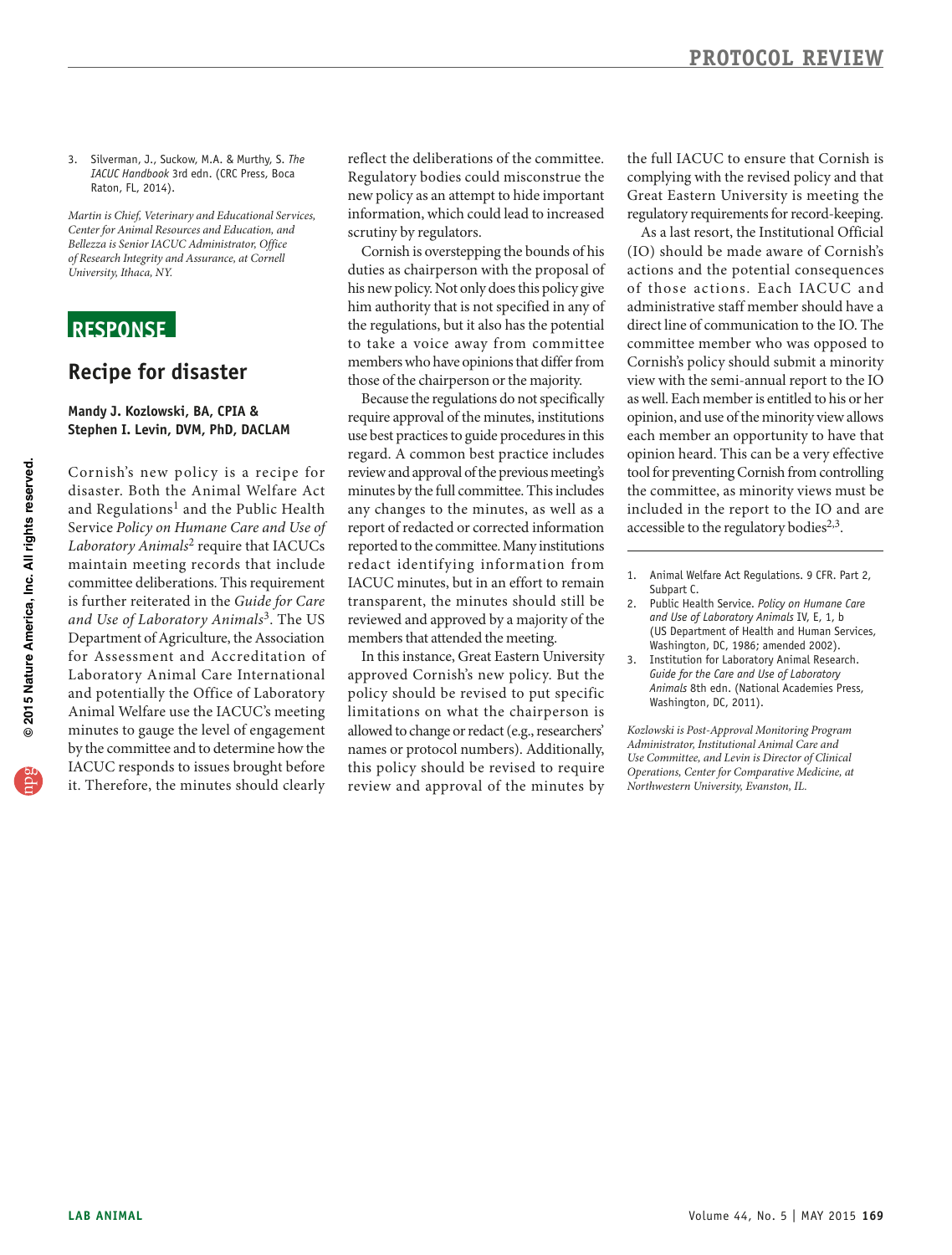3. Silverman, J., Suckow, M.A. & Murthy, S. *The IACUC Handbook* 3rd edn. (CRC Press, Boca Raton, FL, 2014).

*Martin is Chief, Veterinary and Educational Services, Center for Animal Resources and Education, and Bellezza is Senior IACUC Administrator, Office of Research Integrity and Assurance, at Cornell University, Ithaca, NY.*

## RESPONSE

## Recipe for disaster

**Mandy J. Kozlowski, BA, CPIA & Stephen I. Levin, DVM, PhD, DACLAM**

Cornish's new policy is a recipe for disaster. Both the Animal Welfare Act and Regulations[1] and the Public Health Service *Policy on Humane Care and Use of Laboratory Animals*[2] require that IACUCs maintain meeting records that include committee deliberations. This requirement is further reiterated in the *Guide for Care and Use of Laboratory Animals*[3]. The US Department of Agriculture, the Association for Assessment and Accreditation of Laboratory Animal Care International and potentially the Office of Laboratory Animal Welfare use the IACUC's meeting minutes to gauge the level of engagement by the committee and to determine how the IACUC responds to issues brought before it. Therefore, the minutes should clearly reflect the deliberations of the committee. Regulatory bodies could misconstrue the new policy as an attempt to hide important information, which could lead to increased scrutiny by regulators.

Cornish is overstepping the bounds of his duties as chairperson with the proposal of his new policy. Not only does this policy give him authority that is not specified in any of the regulations, but it also has the potential to take a voice away from committee members who have opinions that differ from those of the chairperson or the majority.

Because the regulations do not specifically require approval of the minutes, institutions use best practices to guide procedures in this regard. A common best practice includes review and approval of the previous meeting's minutes by the full committee. This includes any changes to the minutes, as well as a report of redacted or corrected information reported to the committee. Many institutions redact identifying information from IACUC minutes, but in an effort to remain transparent, the minutes should still be reviewed and approved by a majority of the members that attended the meeting.

In this instance, Great Eastern University approved Cornish's new policy. But the policy should be revised to put specific limitations on what the chairperson is allowed to change or redact (e.g., researchers' names or protocol numbers). Additionally, this policy should be revised to require review and approval of the minutes by the full IACUC to ensure that Cornish is complying with the revised policy and that Great Eastern University is meeting the regulatory requirements for record-keeping.

As a last resort, the Institutional Official (IO) should be made aware of Cornish's actions and the potential consequences of those actions. Each IACUC and administrative staff member should have a direct line of communication to the IO. The committee member who was opposed to Cornish's policy should submit a minority view with the semi-annual report to the IO as well. Each member is entitled to his or her opinion, and use of the minority view allows each member an opportunity to have that opinion heard. This can be a very effective tool for preventing Cornish from controlling the committee, as minority views must be included in the report to the IO and are accessible to the regulatory bodies[2,3].

1. Animal Welfare Act Regulations. 9 CFR. Part 2, Subpart C.
2. Public Health Service. *Policy on Humane Care and Use of Laboratory Animals* IV, E, 1, b (US Department of Health and Human Services, Washington, DC, 1986; amended 2002).
3. Institution for Laboratory Animal Research. *Guide for the Care and Use of Laboratory Animals* 8th edn. (National Academies Press, Washington, DC, 2011).

*Kozlowski is Post-Approval Monitoring Program Administrator, Institutional Animal Care and Use Committee, and Levin is Director of Clinical Operations, Center for Comparative Medicine, at Northwestern University, Evanston, IL.*